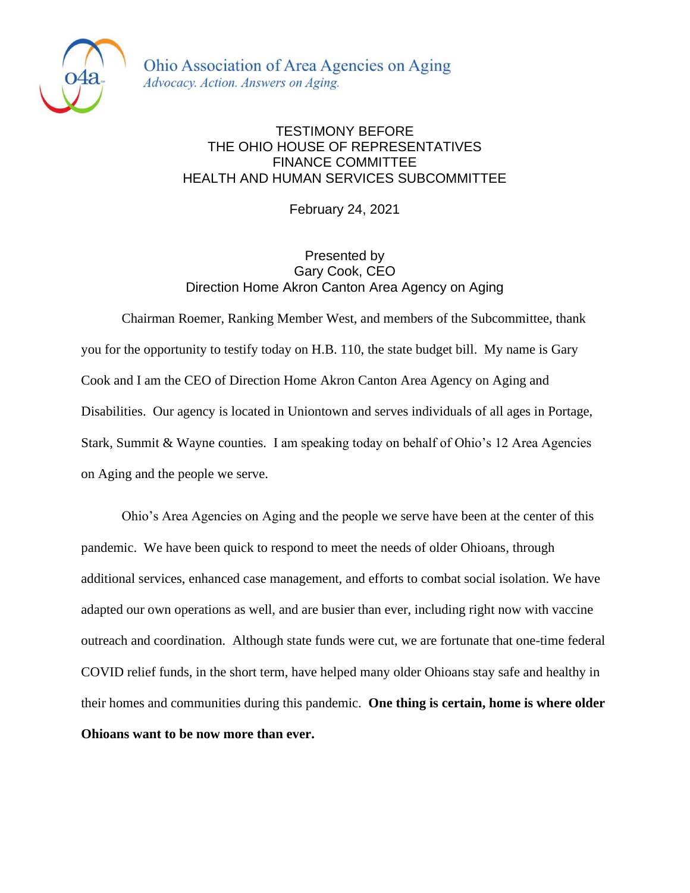Ohio Association of Area Agencies on Aging
*Advocacy. Action. Answers on Aging.*

# TESTIMONY BEFORE THE OHIO HOUSE OF REPRESENTATIVES FINANCE COMMITTEE HEALTH AND HUMAN SERVICES SUBCOMMITTEE

February 24, 2021

Presented by
Gary Cook, CEO
Direction Home Akron Canton Area Agency on Aging

Chairman Roemer, Ranking Member West, and members of the Subcommittee, thank you for the opportunity to testify today on H.B. 110, the state budget bill. My name is Gary Cook and I am the CEO of Direction Home Akron Canton Area Agency on Aging and Disabilities. Our agency is located in Uniontown and serves individuals of all ages in Portage, Stark, Summit & Wayne counties. I am speaking today on behalf of Ohio's 12 Area Agencies on Aging and the people we serve.

Ohio's Area Agencies on Aging and the people we serve have been at the center of this pandemic. We have been quick to respond to meet the needs of older Ohioans, through additional services, enhanced case management, and efforts to combat social isolation. We have adapted our own operations as well, and are busier than ever, including right now with vaccine outreach and coordination. Although state funds were cut, we are fortunate that one-time federal COVID relief funds, in the short term, have helped many older Ohioans stay safe and healthy in their homes and communities during this pandemic. **One thing is certain, home is where older Ohioans want to be now more than ever.**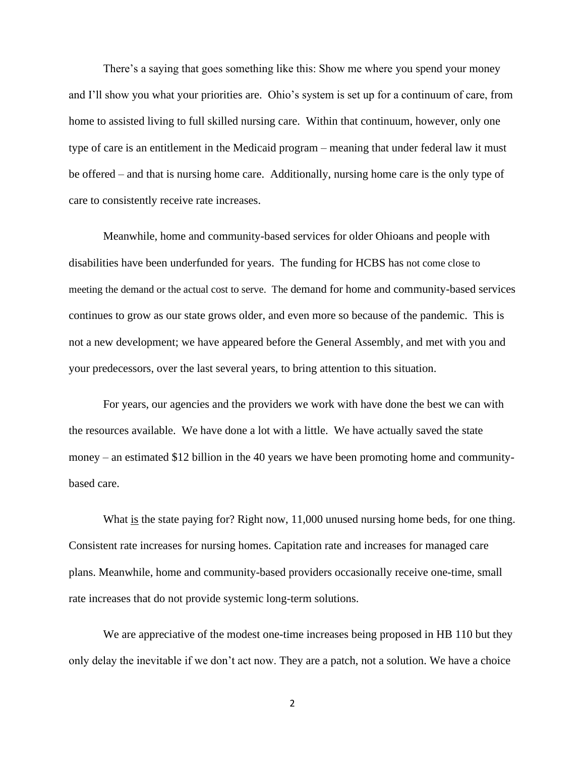There's a saying that goes something like this: Show me where you spend your money and I'll show you what your priorities are. Ohio's system is set up for a continuum of care, from home to assisted living to full skilled nursing care. Within that continuum, however, only one type of care is an entitlement in the Medicaid program – meaning that under federal law it must be offered – and that is nursing home care. Additionally, nursing home care is the only type of care to consistently receive rate increases.

Meanwhile, home and community-based services for older Ohioans and people with disabilities have been underfunded for years. The funding for HCBS has not come close to meeting the demand or the actual cost to serve. The demand for home and community-based services continues to grow as our state grows older, and even more so because of the pandemic. This is not a new development; we have appeared before the General Assembly, and met with you and your predecessors, over the last several years, to bring attention to this situation.

For years, our agencies and the providers we work with have done the best we can with the resources available. We have done a lot with a little. We have actually saved the state money – an estimated $12 billion in the 40 years we have been promoting home and community-based care.

What is the state paying for? Right now, 11,000 unused nursing home beds, for one thing. Consistent rate increases for nursing homes. Capitation rate and increases for managed care plans. Meanwhile, home and community-based providers occasionally receive one-time, small rate increases that do not provide systemic long-term solutions.

We are appreciative of the modest one-time increases being proposed in HB 110 but they only delay the inevitable if we don't act now. They are a patch, not a solution. We have a choice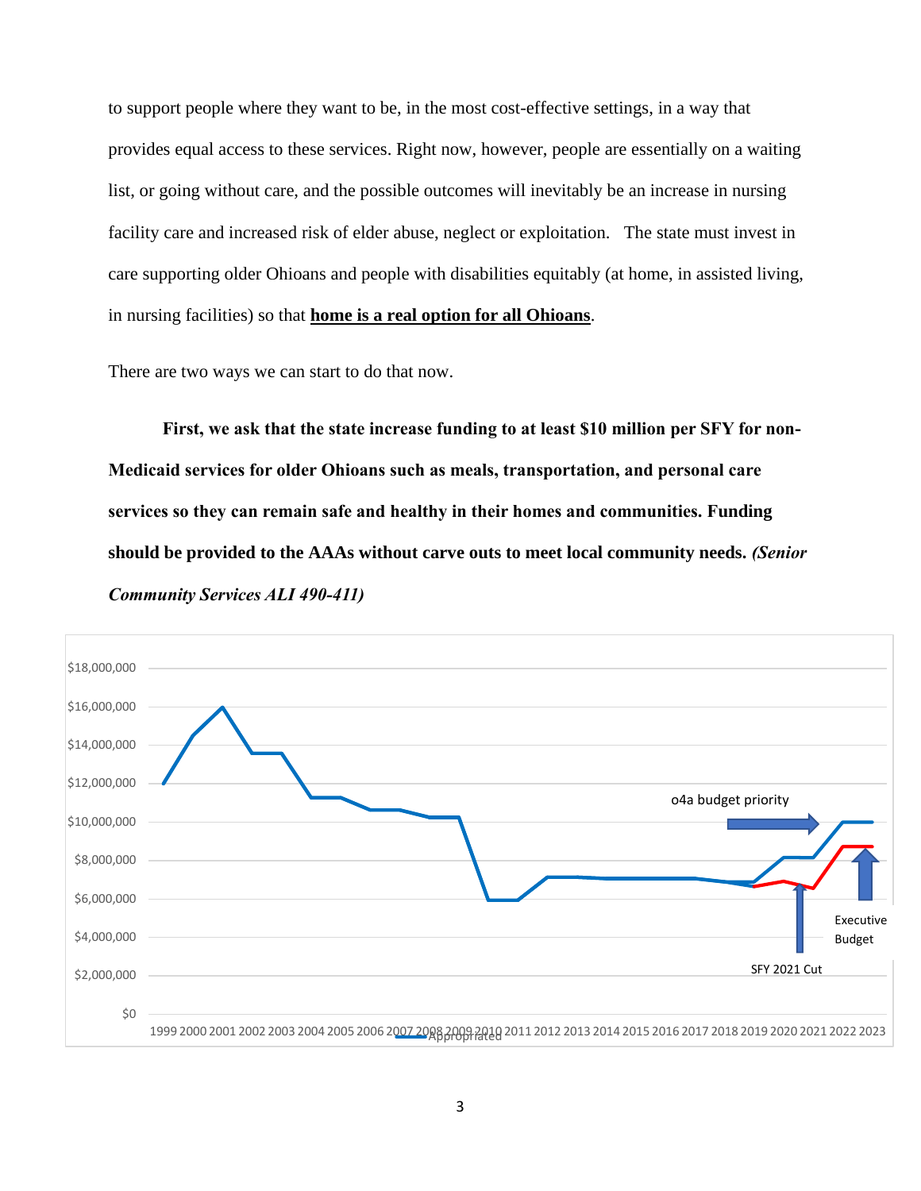to support people where they want to be, in the most cost-effective settings, in a way that provides equal access to these services. Right now, however, people are essentially on a waiting list, or going without care, and the possible outcomes will inevitably be an increase in nursing facility care and increased risk of elder abuse, neglect or exploitation. The state must invest in care supporting older Ohioans and people with disabilities equitably (at home, in assisted living, in nursing facilities) so that **home is a real option for all Ohioans**.

There are two ways we can start to do that now.

**First, we ask that the state increase funding to at least $10 million per SFY for non-Medicaid services for older Ohioans such as meals, transportation, and personal care services so they can remain safe and healthy in their homes and communities. Funding should be provided to the AAAs without carve outs to meet local community needs.** ***(Senior Community Services ALI 490-411)***

$18,000,000
$16,000,000
$14,000,000
$12,000,000
$10,000,000
$8,000,000
$6,000,000
$4,000,000
$2,000,000
$0

1999 2000 2001 2002 2003 2004 2005 2006 2007 2008 2009 2010 2011 2012 2013 2014 2015 2016 2017 2018 2019 2020 2021 2022 2023

Appropriated

o4a budget priority

Executive Budget

SFY 2021 Cut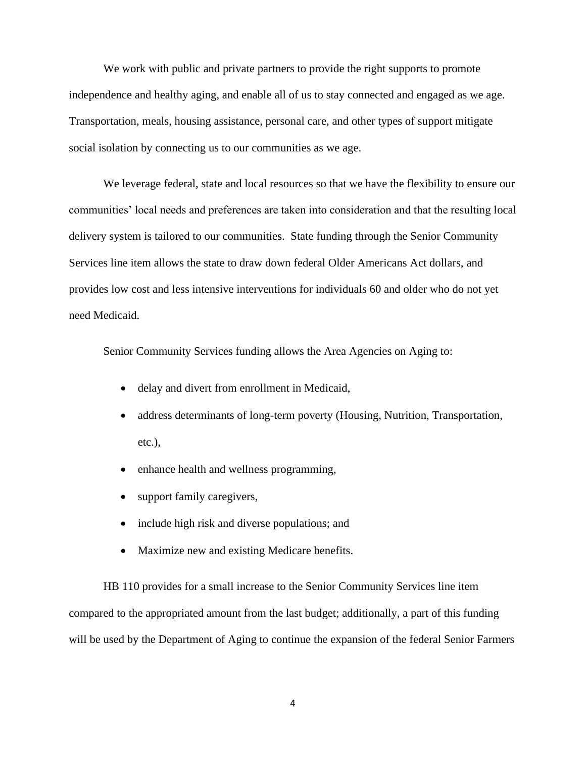We work with public and private partners to provide the right supports to promote independence and healthy aging, and enable all of us to stay connected and engaged as we age. Transportation, meals, housing assistance, personal care, and other types of support mitigate social isolation by connecting us to our communities as we age.

We leverage federal, state and local resources so that we have the flexibility to ensure our communities' local needs and preferences are taken into consideration and that the resulting local delivery system is tailored to our communities. State funding through the Senior Community Services line item allows the state to draw down federal Older Americans Act dollars, and provides low cost and less intensive interventions for individuals 60 and older who do not yet need Medicaid.

Senior Community Services funding allows the Area Agencies on Aging to:

- delay and divert from enrollment in Medicaid,
- address determinants of long-term poverty (Housing, Nutrition, Transportation, etc.),
- enhance health and wellness programming,
- support family caregivers,
- include high risk and diverse populations; and
- Maximize new and existing Medicare benefits.

HB 110 provides for a small increase to the Senior Community Services line item compared to the appropriated amount from the last budget; additionally, a part of this funding will be used by the Department of Aging to continue the expansion of the federal Senior Farmers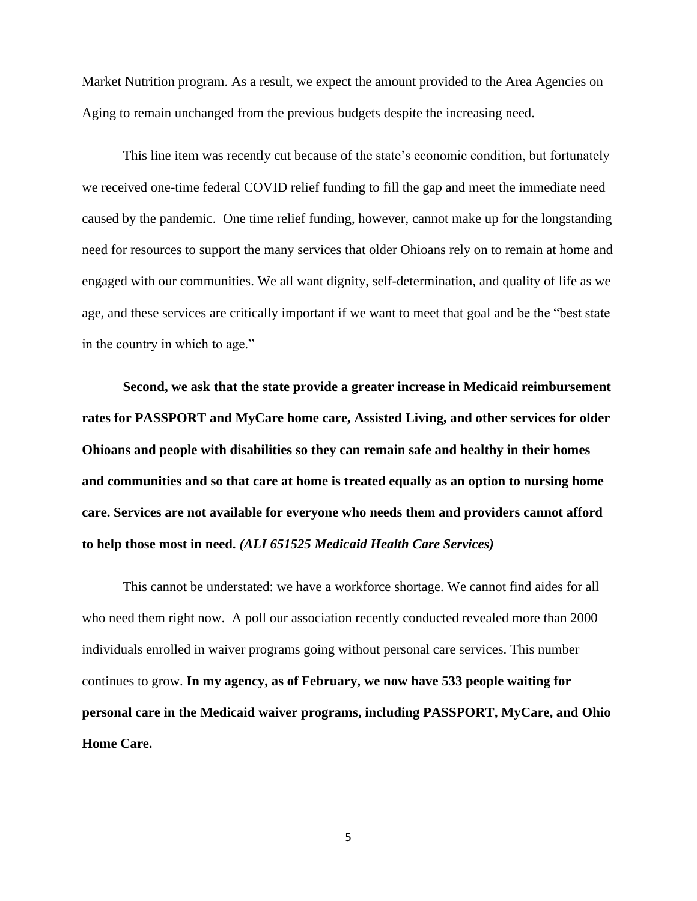Market Nutrition program. As a result, we expect the amount provided to the Area Agencies on Aging to remain unchanged from the previous budgets despite the increasing need.

This line item was recently cut because of the state's economic condition, but fortunately we received one-time federal COVID relief funding to fill the gap and meet the immediate need caused by the pandemic. One time relief funding, however, cannot make up for the longstanding need for resources to support the many services that older Ohioans rely on to remain at home and engaged with our communities. We all want dignity, self-determination, and quality of life as we age, and these services are critically important if we want to meet that goal and be the "best state in the country in which to age."

**Second, we ask that the state provide a greater increase in Medicaid reimbursement rates for PASSPORT and MyCare home care, Assisted Living, and other services for older Ohioans and people with disabilities so they can remain safe and healthy in their homes and communities and so that care at home is treated equally as an option to nursing home care. Services are not available for everyone who needs them and providers cannot afford to help those most in need.** ***(ALI 651525 Medicaid Health Care Services)***

This cannot be understated: we have a workforce shortage. We cannot find aides for all who need them right now. A poll our association recently conducted revealed more than 2000 individuals enrolled in waiver programs going without personal care services. This number continues to grow. **In my agency, as of February, we now have 533 people waiting for personal care in the Medicaid waiver programs, including PASSPORT, MyCare, and Ohio Home Care.**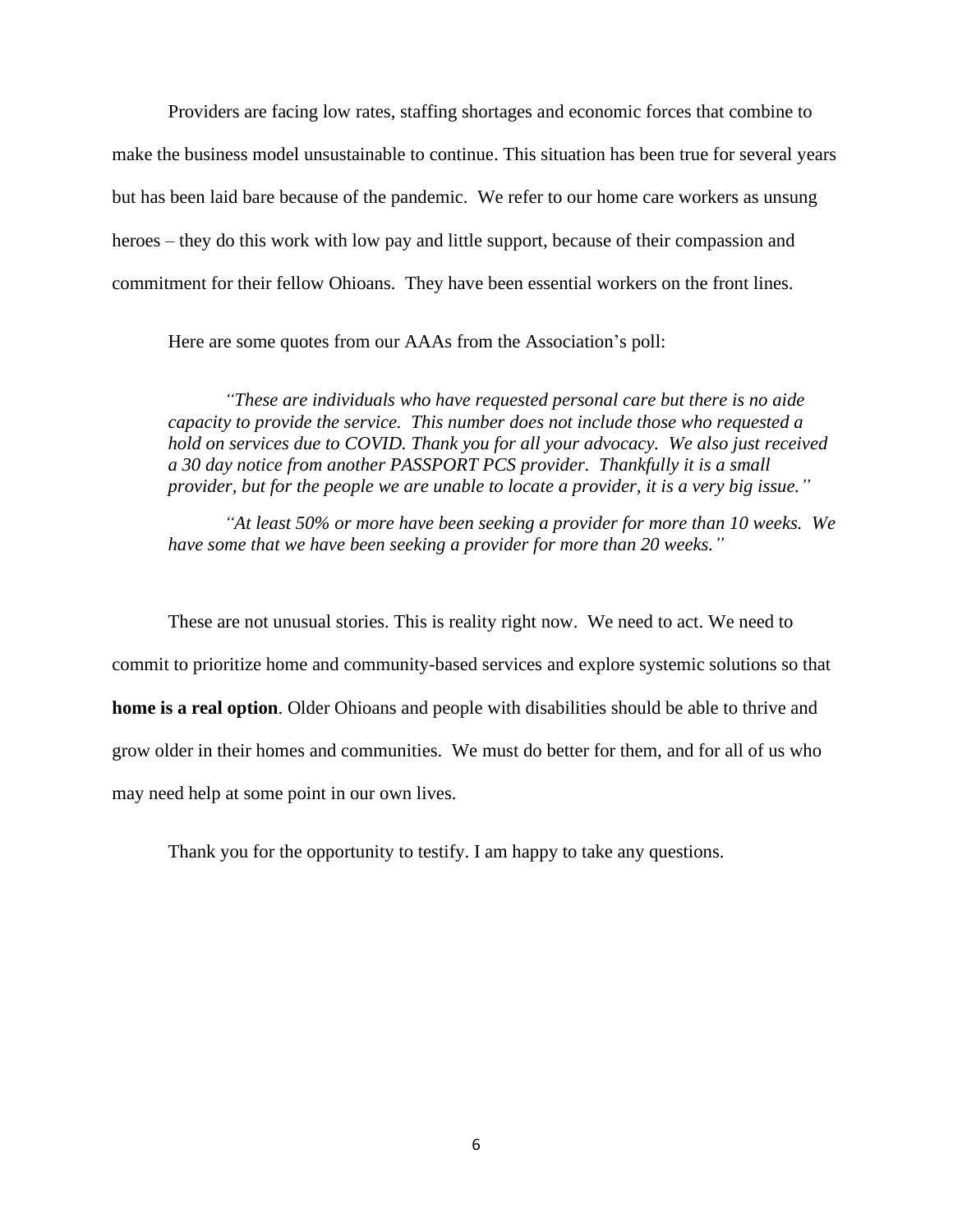Providers are facing low rates, staffing shortages and economic forces that combine to make the business model unsustainable to continue. This situation has been true for several years but has been laid bare because of the pandemic. We refer to our home care workers as unsung heroes – they do this work with low pay and little support, because of their compassion and commitment for their fellow Ohioans. They have been essential workers on the front lines.

Here are some quotes from our AAAs from the Association's poll:

> *"These are individuals who have requested personal care but there is no aide capacity to provide the service. This number does not include those who requested a hold on services due to COVID. Thank you for all your advocacy. We also just received a 30 day notice from another PASSPORT PCS provider. Thankfully it is a small provider, but for the people we are unable to locate a provider, it is a very big issue."*
>
> *"At least 50% or more have been seeking a provider for more than 10 weeks. We have some that we have been seeking a provider for more than 20 weeks."*

These are not unusual stories. This is reality right now. We need to act. We need to commit to prioritize home and community-based services and explore systemic solutions so that **home is a real option**. Older Ohioans and people with disabilities should be able to thrive and grow older in their homes and communities. We must do better for them, and for all of us who may need help at some point in our own lives.

Thank you for the opportunity to testify. I am happy to take any questions.